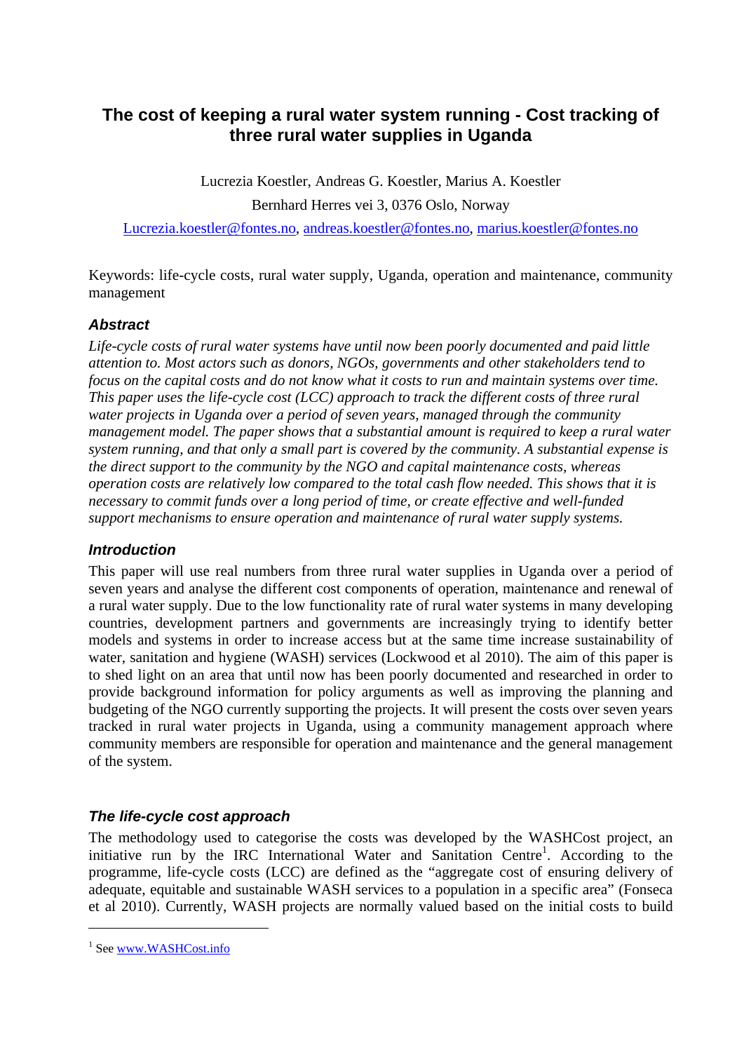# The cost of keeping a rural water system running - Cost tracking of three rural water supplies in Uganda

Lucrezia Koestler, Andreas G. Koestler, Marius A. Koestler

Bernhard Herres vei 3, 0376 Oslo, Norway

Lucrezia.koestler@fontes.no, andreas.koestler@fontes.no, marius.koestler@fontes.no

Keywords: life-cycle costs, rural water supply, Uganda, operation and maintenance, community management

## *Abstract*

*Life-cycle costs of rural water systems have until now been poorly documented and paid little attention to. Most actors such as donors, NGOs, governments and other stakeholders tend to focus on the capital costs and do not know what it costs to run and maintain systems over time. This paper uses the life-cycle cost (LCC) approach to track the different costs of three rural water projects in Uganda over a period of seven years, managed through the community management model. The paper shows that a substantial amount is required to keep a rural water system running, and that only a small part is covered by the community. A substantial expense is the direct support to the community by the NGO and capital maintenance costs, whereas operation costs are relatively low compared to the total cash flow needed. This shows that it is necessary to commit funds over a long period of time, or create effective and well-funded support mechanisms to ensure operation and maintenance of rural water supply systems.*

## *Introduction*

This paper will use real numbers from three rural water supplies in Uganda over a period of seven years and analyse the different cost components of operation, maintenance and renewal of a rural water supply. Due to the low functionality rate of rural water systems in many developing countries, development partners and governments are increasingly trying to identify better models and systems in order to increase access but at the same time increase sustainability of water, sanitation and hygiene (WASH) services (Lockwood et al 2010). The aim of this paper is to shed light on an area that until now has been poorly documented and researched in order to provide background information for policy arguments as well as improving the planning and budgeting of the NGO currently supporting the projects. It will present the costs over seven years tracked in rural water projects in Uganda, using a community management approach where community members are responsible for operation and maintenance and the general management of the system.

## *The life-cycle cost approach*

The methodology used to categorise the costs was developed by the WASHCost project, an initiative run by the IRC International Water and Sanitation Centre[1]. According to the programme, life-cycle costs (LCC) are defined as the "aggregate cost of ensuring delivery of adequate, equitable and sustainable WASH services to a population in a specific area" (Fonseca et al 2010). Currently, WASH projects are normally valued based on the initial costs to build

[1] See www.WASHCost.info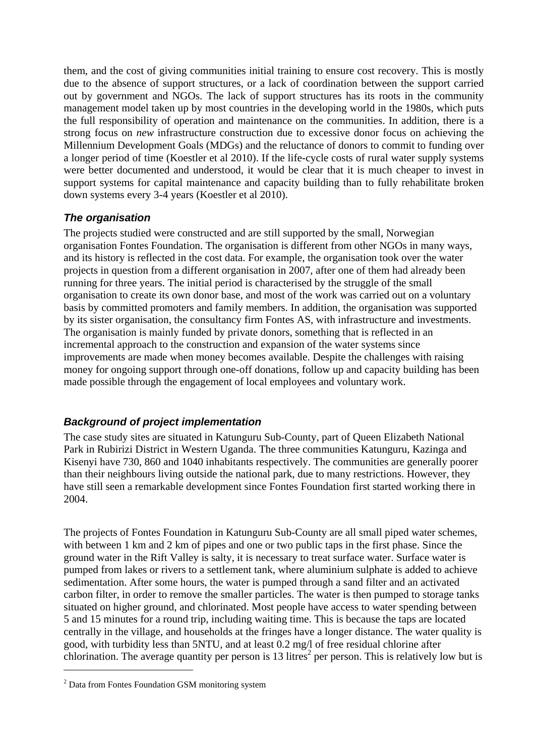them, and the cost of giving communities initial training to ensure cost recovery. This is mostly due to the absence of support structures, or a lack of coordination between the support carried out by government and NGOs. The lack of support structures has its roots in the community management model taken up by most countries in the developing world in the 1980s, which puts the full responsibility of operation and maintenance on the communities. In addition, there is a strong focus on *new* infrastructure construction due to excessive donor focus on achieving the Millennium Development Goals (MDGs) and the reluctance of donors to commit to funding over a longer period of time (Koestler et al 2010). If the life-cycle costs of rural water supply systems were better documented and understood, it would be clear that it is much cheaper to invest in support systems for capital maintenance and capacity building than to fully rehabilitate broken down systems every 3-4 years (Koestler et al 2010).

### *The organisation*

The projects studied were constructed and are still supported by the small, Norwegian organisation Fontes Foundation. The organisation is different from other NGOs in many ways, and its history is reflected in the cost data. For example, the organisation took over the water projects in question from a different organisation in 2007, after one of them had already been running for three years. The initial period is characterised by the struggle of the small organisation to create its own donor base, and most of the work was carried out on a voluntary basis by committed promoters and family members. In addition, the organisation was supported by its sister organisation, the consultancy firm Fontes AS, with infrastructure and investments. The organisation is mainly funded by private donors, something that is reflected in an incremental approach to the construction and expansion of the water systems since improvements are made when money becomes available. Despite the challenges with raising money for ongoing support through one-off donations, follow up and capacity building has been made possible through the engagement of local employees and voluntary work.

### *Background of project implementation*

The case study sites are situated in Katunguru Sub-County, part of Queen Elizabeth National Park in Rubirizi District in Western Uganda. The three communities Katunguru, Kazinga and Kisenyi have 730, 860 and 1040 inhabitants respectively. The communities are generally poorer than their neighbours living outside the national park, due to many restrictions. However, they have still seen a remarkable development since Fontes Foundation first started working there in 2004.

The projects of Fontes Foundation in Katunguru Sub-County are all small piped water schemes, with between 1 km and 2 km of pipes and one or two public taps in the first phase. Since the ground water in the Rift Valley is salty, it is necessary to treat surface water. Surface water is pumped from lakes or rivers to a settlement tank, where aluminium sulphate is added to achieve sedimentation. After some hours, the water is pumped through a sand filter and an activated carbon filter, in order to remove the smaller particles. The water is then pumped to storage tanks situated on higher ground, and chlorinated. Most people have access to water spending between 5 and 15 minutes for a round trip, including waiting time. This is because the taps are located centrally in the village, and households at the fringes have a longer distance. The water quality is good, with turbidity less than 5NTU, and at least 0.2 mg/l of free residual chlorine after chlorination. The average quantity per person is 13 litres[2] per person. This is relatively low but is

[2] Data from Fontes Foundation GSM monitoring system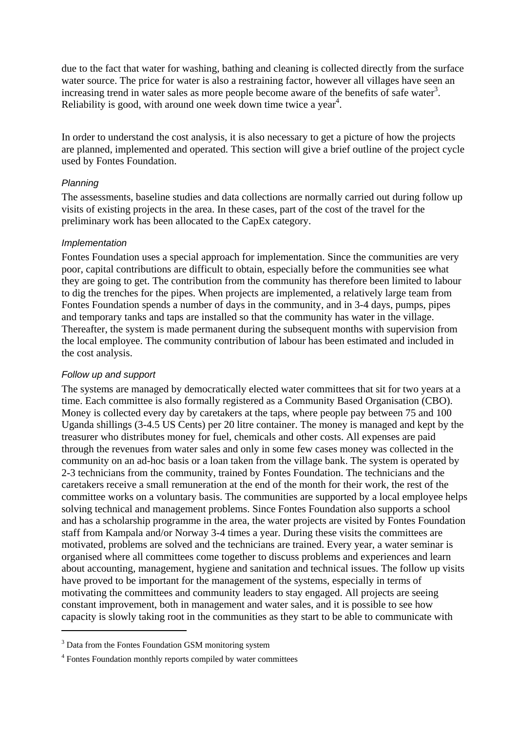due to the fact that water for washing, bathing and cleaning is collected directly from the surface water source. The price for water is also a restraining factor, however all villages have seen an increasing trend in water sales as more people become aware of the benefits of safe water[3]. Reliability is good, with around one week down time twice a year[4].

In order to understand the cost analysis, it is also necessary to get a picture of how the projects are planned, implemented and operated. This section will give a brief outline of the project cycle used by Fontes Foundation.

*Planning*

The assessments, baseline studies and data collections are normally carried out during follow up visits of existing projects in the area. In these cases, part of the cost of the travel for the preliminary work has been allocated to the CapEx category.

*Implementation*

Fontes Foundation uses a special approach for implementation. Since the communities are very poor, capital contributions are difficult to obtain, especially before the communities see what they are going to get. The contribution from the community has therefore been limited to labour to dig the trenches for the pipes. When projects are implemented, a relatively large team from Fontes Foundation spends a number of days in the community, and in 3-4 days, pumps, pipes and temporary tanks and taps are installed so that the community has water in the village. Thereafter, the system is made permanent during the subsequent months with supervision from the local employee. The community contribution of labour has been estimated and included in the cost analysis.

*Follow up and support*

The systems are managed by democratically elected water committees that sit for two years at a time. Each committee is also formally registered as a Community Based Organisation (CBO). Money is collected every day by caretakers at the taps, where people pay between 75 and 100 Uganda shillings (3-4.5 US Cents) per 20 litre container. The money is managed and kept by the treasurer who distributes money for fuel, chemicals and other costs. All expenses are paid through the revenues from water sales and only in some few cases money was collected in the community on an ad-hoc basis or a loan taken from the village bank. The system is operated by 2-3 technicians from the community, trained by Fontes Foundation. The technicians and the caretakers receive a small remuneration at the end of the month for their work, the rest of the committee works on a voluntary basis. The communities are supported by a local employee helps solving technical and management problems. Since Fontes Foundation also supports a school and has a scholarship programme in the area, the water projects are visited by Fontes Foundation staff from Kampala and/or Norway 3-4 times a year. During these visits the committees are motivated, problems are solved and the technicians are trained. Every year, a water seminar is organised where all committees come together to discuss problems and experiences and learn about accounting, management, hygiene and sanitation and technical issues. The follow up visits have proved to be important for the management of the systems, especially in terms of motivating the committees and community leaders to stay engaged. All projects are seeing constant improvement, both in management and water sales, and it is possible to see how capacity is slowly taking root in the communities as they start to be able to communicate with

---

[3] Data from the Fontes Foundation GSM monitoring system

[4] Fontes Foundation monthly reports compiled by water committees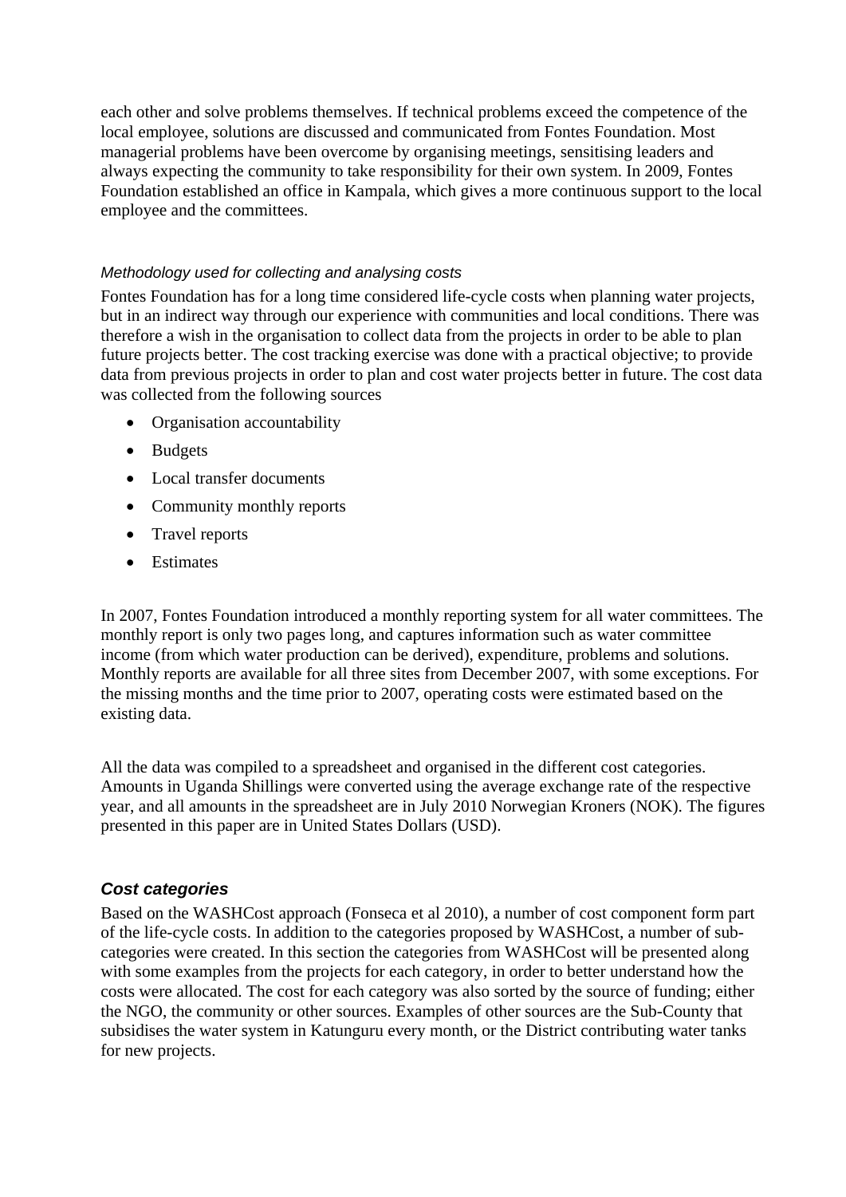each other and solve problems themselves. If technical problems exceed the competence of the local employee, solutions are discussed and communicated from Fontes Foundation. Most managerial problems have been overcome by organising meetings, sensitising leaders and always expecting the community to take responsibility for their own system. In 2009, Fontes Foundation established an office in Kampala, which gives a more continuous support to the local employee and the committees.

*Methodology used for collecting and analysing costs*

Fontes Foundation has for a long time considered life-cycle costs when planning water projects, but in an indirect way through our experience with communities and local conditions. There was therefore a wish in the organisation to collect data from the projects in order to be able to plan future projects better. The cost tracking exercise was done with a practical objective; to provide data from previous projects in order to plan and cost water projects better in future. The cost data was collected from the following sources

- Organisation accountability
- Budgets
- Local transfer documents
- Community monthly reports
- Travel reports
- Estimates

In 2007, Fontes Foundation introduced a monthly reporting system for all water committees. The monthly report is only two pages long, and captures information such as water committee income (from which water production can be derived), expenditure, problems and solutions. Monthly reports are available for all three sites from December 2007, with some exceptions. For the missing months and the time prior to 2007, operating costs were estimated based on the existing data.

All the data was compiled to a spreadsheet and organised in the different cost categories. Amounts in Uganda Shillings were converted using the average exchange rate of the respective year, and all amounts in the spreadsheet are in July 2010 Norwegian Kroners (NOK). The figures presented in this paper are in United States Dollars (USD).

### ***Cost categories***

Based on the WASHCost approach (Fonseca et al 2010), a number of cost component form part of the life-cycle costs. In addition to the categories proposed by WASHCost, a number of sub-categories were created. In this section the categories from WASHCost will be presented along with some examples from the projects for each category, in order to better understand how the costs were allocated. The cost for each category was also sorted by the source of funding; either the NGO, the community or other sources. Examples of other sources are the Sub-County that subsidises the water system in Katunguru every month, or the District contributing water tanks for new projects.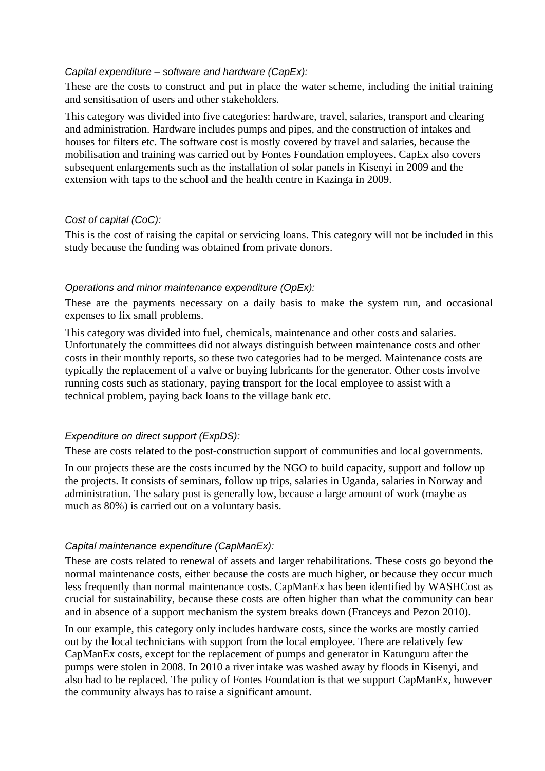*Capital expenditure – software and hardware (CapEx):*

These are the costs to construct and put in place the water scheme, including the initial training and sensitisation of users and other stakeholders.

This category was divided into five categories: hardware, travel, salaries, transport and clearing and administration. Hardware includes pumps and pipes, and the construction of intakes and houses for filters etc. The software cost is mostly covered by travel and salaries, because the mobilisation and training was carried out by Fontes Foundation employees. CapEx also covers subsequent enlargements such as the installation of solar panels in Kisenyi in 2009 and the extension with taps to the school and the health centre in Kazinga in 2009.

*Cost of capital (CoC):*

This is the cost of raising the capital or servicing loans. This category will not be included in this study because the funding was obtained from private donors.

*Operations and minor maintenance expenditure (OpEx):*

These are the payments necessary on a daily basis to make the system run, and occasional expenses to fix small problems.

This category was divided into fuel, chemicals, maintenance and other costs and salaries. Unfortunately the committees did not always distinguish between maintenance costs and other costs in their monthly reports, so these two categories had to be merged. Maintenance costs are typically the replacement of a valve or buying lubricants for the generator. Other costs involve running costs such as stationary, paying transport for the local employee to assist with a technical problem, paying back loans to the village bank etc.

*Expenditure on direct support (ExpDS):*

These are costs related to the post-construction support of communities and local governments.

In our projects these are the costs incurred by the NGO to build capacity, support and follow up the projects. It consists of seminars, follow up trips, salaries in Uganda, salaries in Norway and administration. The salary post is generally low, because a large amount of work (maybe as much as 80%) is carried out on a voluntary basis.

*Capital maintenance expenditure (CapManEx):*

These are costs related to renewal of assets and larger rehabilitations. These costs go beyond the normal maintenance costs, either because the costs are much higher, or because they occur much less frequently than normal maintenance costs. CapManEx has been identified by WASHCost as crucial for sustainability, because these costs are often higher than what the community can bear and in absence of a support mechanism the system breaks down (Franceys and Pezon 2010).

In our example, this category only includes hardware costs, since the works are mostly carried out by the local technicians with support from the local employee. There are relatively few CapManEx costs, except for the replacement of pumps and generator in Katunguru after the pumps were stolen in 2008. In 2010 a river intake was washed away by floods in Kisenyi, and also had to be replaced. The policy of Fontes Foundation is that we support CapManEx, however the community always has to raise a significant amount.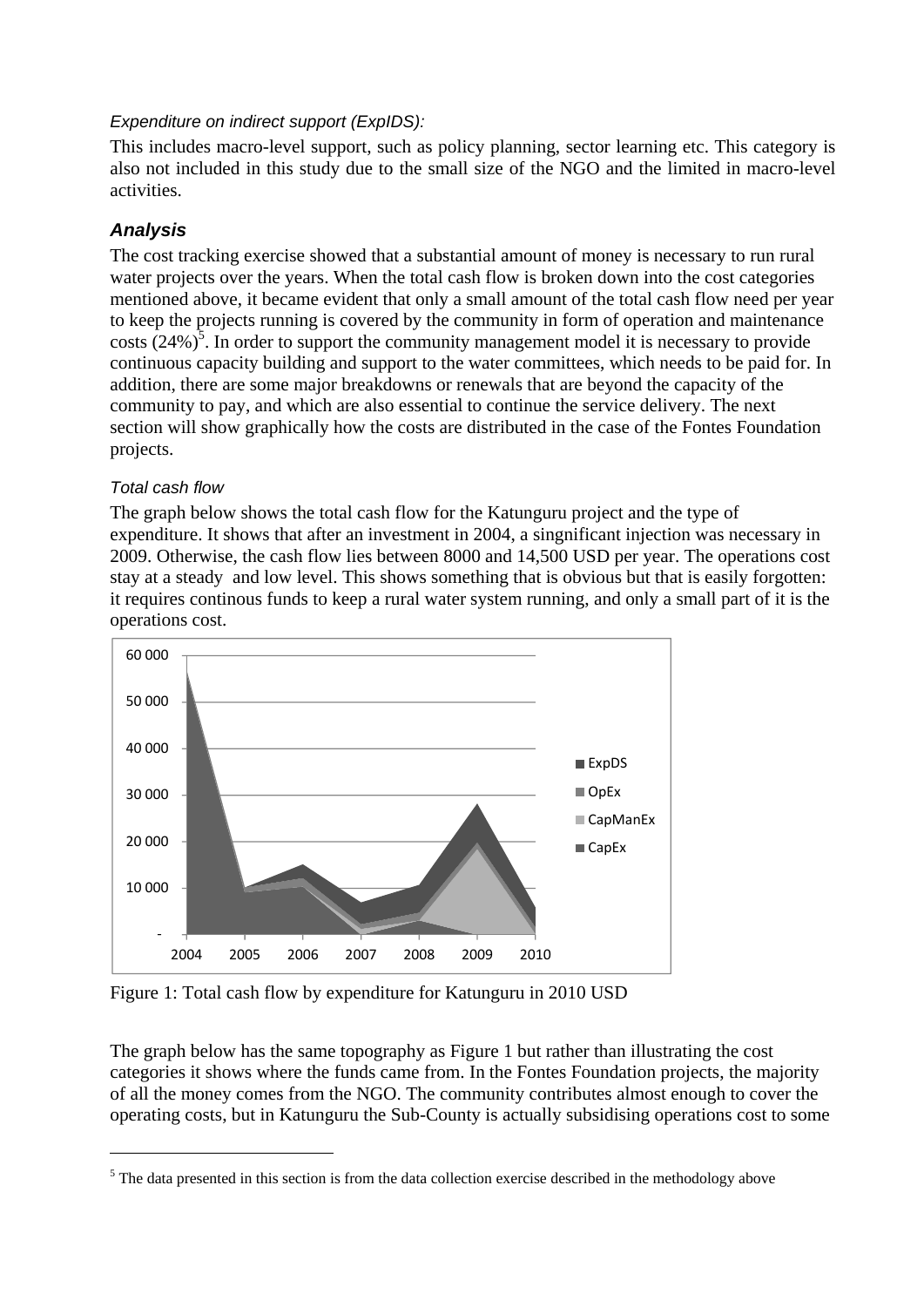*Expenditure on indirect support (ExpIDS):*

This includes macro-level support, such as policy planning, sector learning etc. This category is also not included in this study due to the small size of the NGO and the limited in macro-level activities.

### *Analysis*

The cost tracking exercise showed that a substantial amount of money is necessary to run rural water projects over the years. When the total cash flow is broken down into the cost categories mentioned above, it became evident that only a small amount of the total cash flow need per year to keep the projects running is covered by the community in form of operation and maintenance costs (24%)[5]. In order to support the community management model it is necessary to provide continuous capacity building and support to the water committees, which needs to be paid for. In addition, there are some major breakdowns or renewals that are beyond the capacity of the community to pay, and which are also essential to continue the service delivery. The next section will show graphically how the costs are distributed in the case of the Fontes Foundation projects.

*Total cash flow*

The graph below shows the total cash flow for the Katunguru project and the type of expenditure. It shows that after an investment in 2004, a singnificant injection was necessary in 2009. Otherwise, the cash flow lies between 8000 and 14,500 USD per year. The operations cost stay at a steady  and low level. This shows something that is obvious but that is easily forgotten: it requires continous funds to keep a rural water system running, and only a small part of it is the operations cost.

Figure 1: Total cash flow by expenditure for Katunguru in 2010 USD

The graph below has the same topography as Figure 1 but rather than illustrating the cost categories it shows where the funds came from. In the Fontes Foundation projects, the majority of all the money comes from the NGO. The community contributes almost enough to cover the operating costs, but in Katunguru the Sub-County is actually subsidising operations cost to some

[5] The data presented in this section is from the data collection exercise described in the methodology above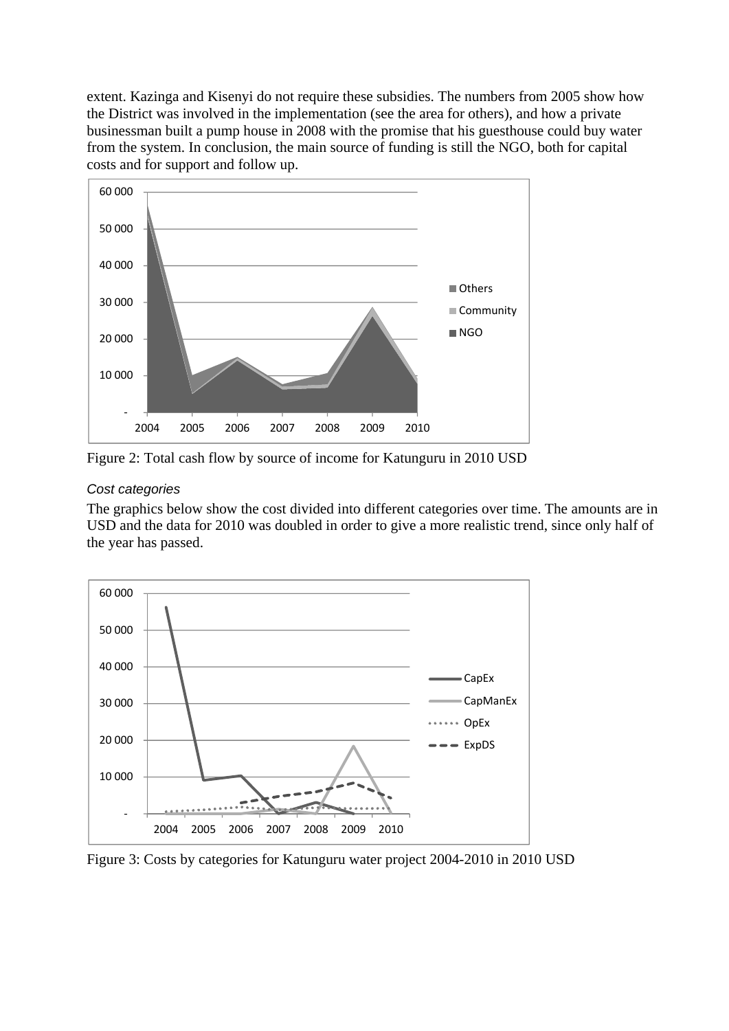extent. Kazinga and Kisenyi do not require these subsidies. The numbers from 2005 show how the District was involved in the implementation (see the area for others), and how a private businessman built a pump house in 2008 with the promise that his guesthouse could buy water from the system. In conclusion, the main source of funding is still the NGO, both for capital costs and for support and follow up.

Figure 2: Total cash flow by source of income for Katunguru in 2010 USD

*Cost categories*

The graphics below show the cost divided into different categories over time. The amounts are in USD and the data for 2010 was doubled in order to give a more realistic trend, since only half of the year has passed.

Figure 3: Costs by categories for Katunguru water project 2004-2010 in 2010 USD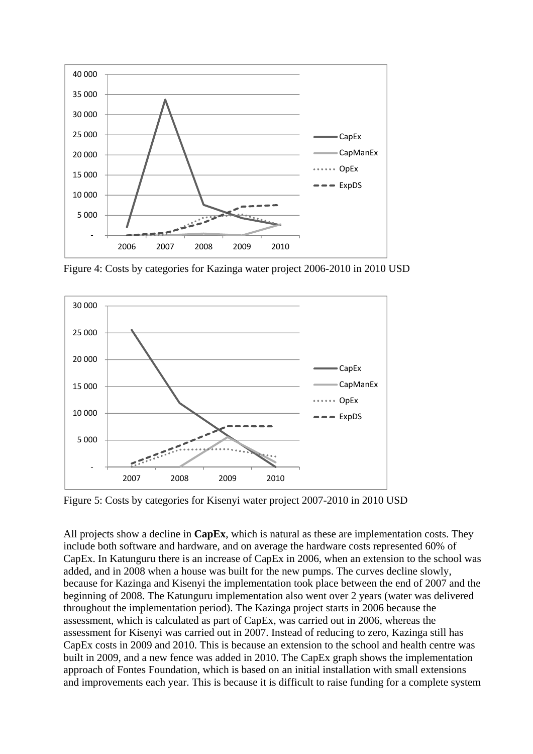Figure 4: Costs by categories for Kazinga water project 2006-2010 in 2010 USD

Figure 5: Costs by categories for Kisenyi water project 2007-2010 in 2010 USD

All projects show a decline in **CapEx**, which is natural as these are implementation costs. They include both software and hardware, and on average the hardware costs represented 60% of CapEx. In Katunguru there is an increase of CapEx in 2006, when an extension to the school was added, and in 2008 when a house was built for the new pumps. The curves decline slowly, because for Kazinga and Kisenyi the implementation took place between the end of 2007 and the beginning of 2008. The Katunguru implementation also went over 2 years (water was delivered throughout the implementation period). The Kazinga project starts in 2006 because the assessment, which is calculated as part of CapEx, was carried out in 2006, whereas the assessment for Kisenyi was carried out in 2007. Instead of reducing to zero, Kazinga still has CapEx costs in 2009 and 2010. This is because an extension to the school and health centre was built in 2009, and a new fence was added in 2010. The CapEx graph shows the implementation approach of Fontes Foundation, which is based on an initial installation with small extensions and improvements each year. This is because it is difficult to raise funding for a complete system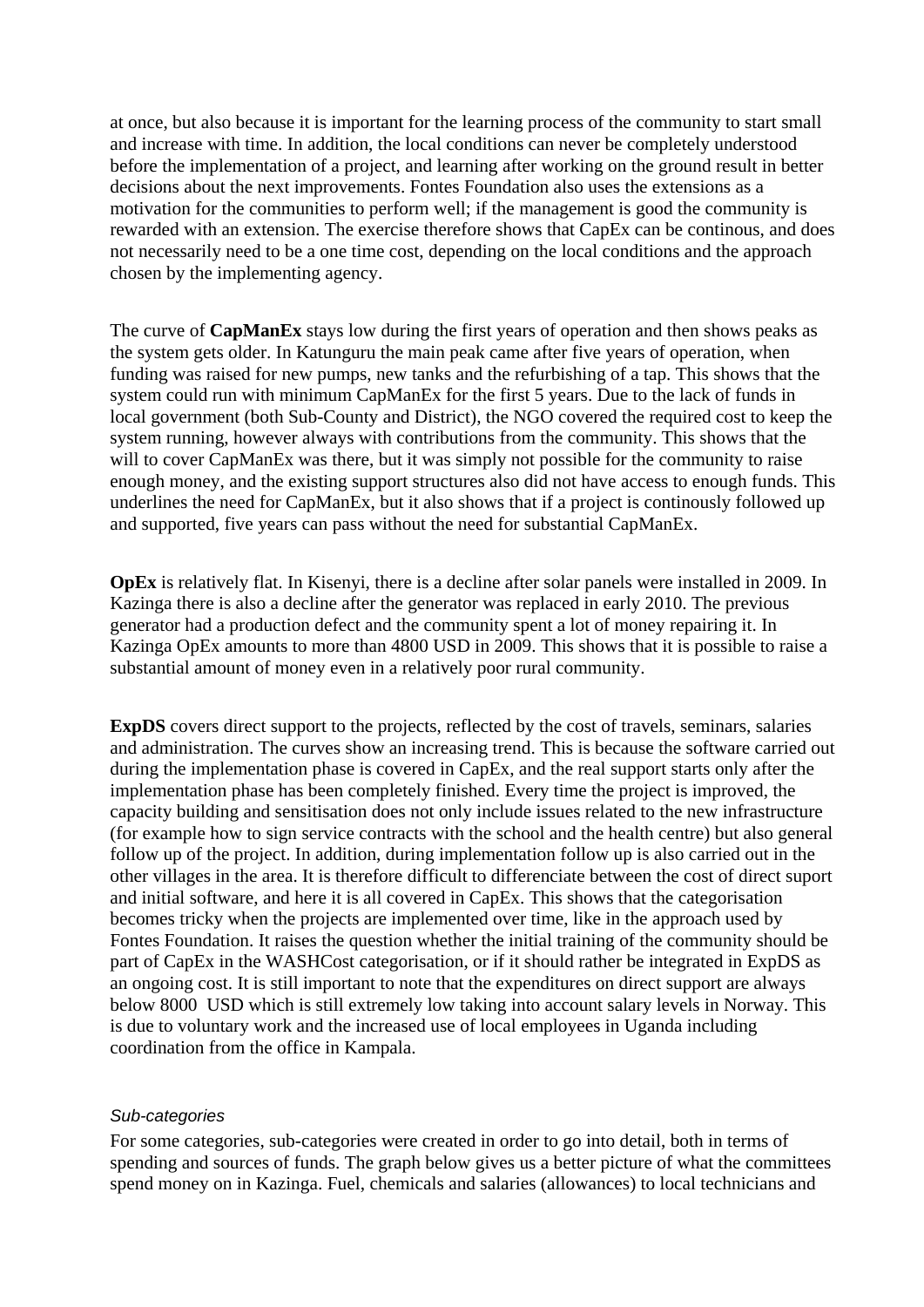at once, but also because it is important for the learning process of the community to start small and increase with time. In addition, the local conditions can never be completely understood before the implementation of a project, and learning after working on the ground result in better decisions about the next improvements. Fontes Foundation also uses the extensions as a motivation for the communities to perform well; if the management is good the community is rewarded with an extension. The exercise therefore shows that CapEx can be continous, and does not necessarily need to be a one time cost, depending on the local conditions and the approach chosen by the implementing agency.

The curve of **CapManEx** stays low during the first years of operation and then shows peaks as the system gets older. In Katunguru the main peak came after five years of operation, when funding was raised for new pumps, new tanks and the refurbishing of a tap. This shows that the system could run with minimum CapManEx for the first 5 years. Due to the lack of funds in local government (both Sub-County and District), the NGO covered the required cost to keep the system running, however always with contributions from the community. This shows that the will to cover CapManEx was there, but it was simply not possible for the community to raise enough money, and the existing support structures also did not have access to enough funds. This underlines the need for CapManEx, but it also shows that if a project is continously followed up and supported, five years can pass without the need for substantial CapManEx.

**OpEx** is relatively flat. In Kisenyi, there is a decline after solar panels were installed in 2009. In Kazinga there is also a decline after the generator was replaced in early 2010. The previous generator had a production defect and the community spent a lot of money repairing it. In Kazinga OpEx amounts to more than 4800 USD in 2009. This shows that it is possible to raise a substantial amount of money even in a relatively poor rural community.

**ExpDS** covers direct support to the projects, reflected by the cost of travels, seminars, salaries and administration. The curves show an increasing trend. This is because the software carried out during the implementation phase is covered in CapEx, and the real support starts only after the implementation phase has been completely finished. Every time the project is improved, the capacity building and sensitisation does not only include issues related to the new infrastructure (for example how to sign service contracts with the school and the health centre) but also general follow up of the project. In addition, during implementation follow up is also carried out in the other villages in the area. It is therefore difficult to differenciate between the cost of direct suport and initial software, and here it is all covered in CapEx. This shows that the categorisation becomes tricky when the projects are implemented over time, like in the approach used by Fontes Foundation. It raises the question whether the initial training of the community should be part of CapEx in the WASHCost categorisation, or if it should rather be integrated in ExpDS as an ongoing cost. It is still important to note that the expenditures on direct support are always below 8000 USD which is still extremely low taking into account salary levels in Norway. This is due to voluntary work and the increased use of local employees in Uganda including coordination from the office in Kampala.

*Sub-categories*

For some categories, sub-categories were created in order to go into detail, both in terms of spending and sources of funds. The graph below gives us a better picture of what the committees spend money on in Kazinga. Fuel, chemicals and salaries (allowances) to local technicians and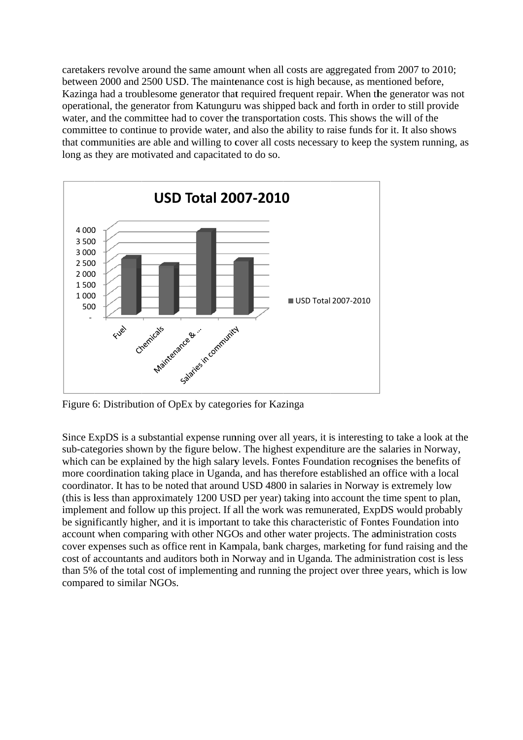caretakers revolve around the same amount when all costs are aggregated from 2007 to 2010; between 2000 and 2500 USD. The maintenance cost is high because, as mentioned before, Kazinga had a troublesome generator that required frequent repair. When the generator was not operational, the generator from Katunguru was shipped back and forth in order to still provide water, and the committee had to cover the transportation costs. This shows the will of the committee to continue to provide water, and also the ability to raise funds for it. It also shows that communities are able and willing to cover all costs necessary to keep the system running, as long as they are motivated and capacitated to do so.

Figure 6: Distribution of OpEx by categories for Kazinga

Since ExpDS is a substantial expense running over all years, it is interesting to take a look at the sub-categories shown by the figure below. The highest expenditure are the salaries in Norway, which can be explained by the high salary levels. Fontes Foundation recognises the benefits of more coordination taking place in Uganda, and has therefore established an office with a local coordinator. It has to be noted that around USD 4800 in salaries in Norway is extremely low (this is less than approximately 1200 USD per year) taking into account the time spent to plan, implement and follow up this project. If all the work was remunerated, ExpDS would probably be significantly higher, and it is important to take this characteristic of Fontes Foundation into account when comparing with other NGOs and other water projects. The administration costs cover expenses such as office rent in Kampala, bank charges, marketing for fund raising and the cost of accountants and auditors both in Norway and in Uganda. The administration cost is less than 5% of the total cost of implementing and running the project over three years, which is low compared to similar NGOs.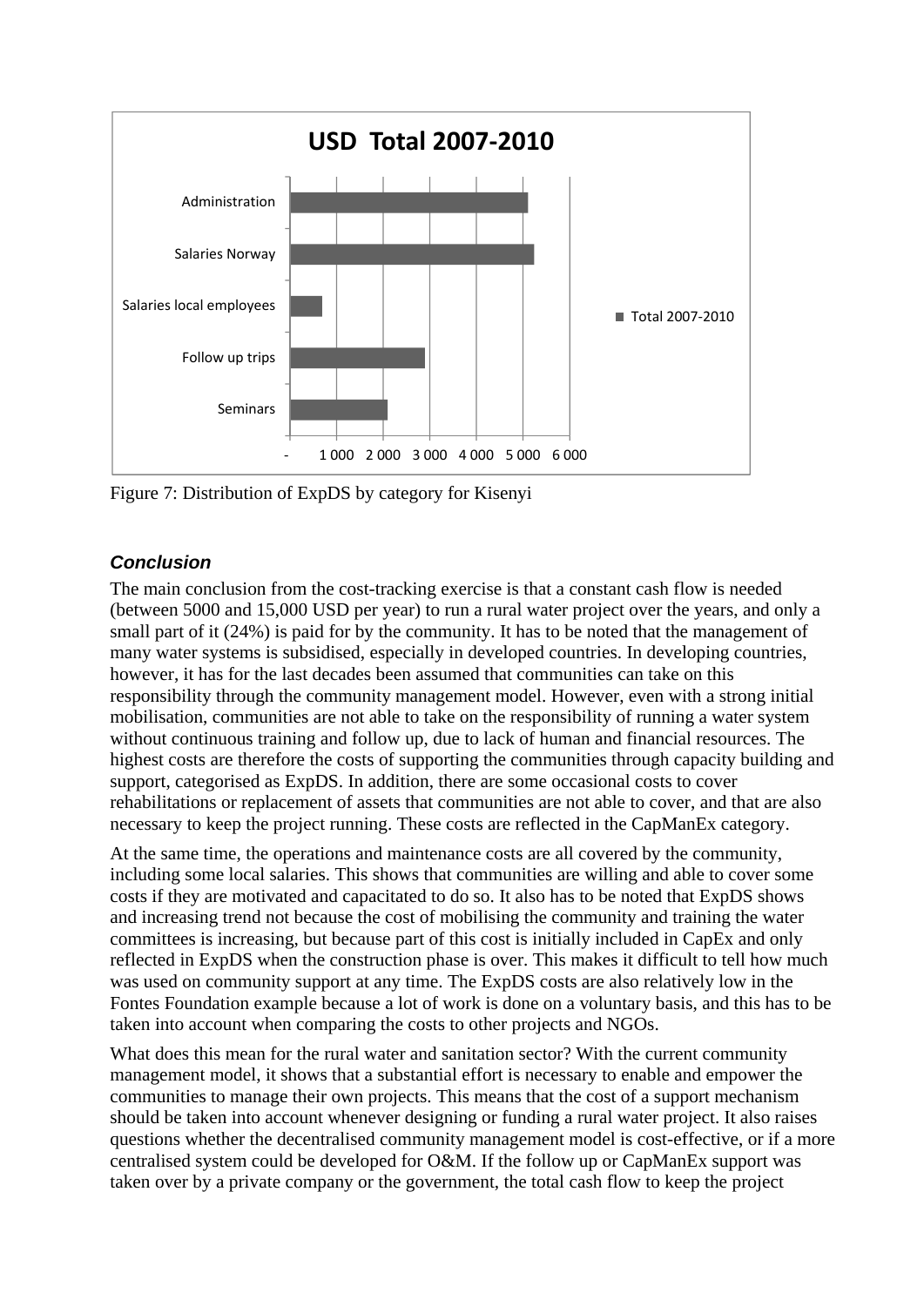Figure 7: Distribution of ExpDS by category for Kisenyi

### *Conclusion*

The main conclusion from the cost-tracking exercise is that a constant cash flow is needed (between 5000 and 15,000 USD per year) to run a rural water project over the years, and only a small part of it (24%) is paid for by the community. It has to be noted that the management of many water systems is subsidised, especially in developed countries. In developing countries, however, it has for the last decades been assumed that communities can take on this responsibility through the community management model. However, even with a strong initial mobilisation, communities are not able to take on the responsibility of running a water system without continuous training and follow up, due to lack of human and financial resources. The highest costs are therefore the costs of supporting the communities through capacity building and support, categorised as ExpDS. In addition, there are some occasional costs to cover rehabilitations or replacement of assets that communities are not able to cover, and that are also necessary to keep the project running. These costs are reflected in the CapManEx category.

At the same time, the operations and maintenance costs are all covered by the community, including some local salaries. This shows that communities are willing and able to cover some costs if they are motivated and capacitated to do so. It also has to be noted that ExpDS shows and increasing trend not because the cost of mobilising the community and training the water committees is increasing, but because part of this cost is initially included in CapEx and only reflected in ExpDS when the construction phase is over. This makes it difficult to tell how much was used on community support at any time. The ExpDS costs are also relatively low in the Fontes Foundation example because a lot of work is done on a voluntary basis, and this has to be taken into account when comparing the costs to other projects and NGOs.

What does this mean for the rural water and sanitation sector? With the current community management model, it shows that a substantial effort is necessary to enable and empower the communities to manage their own projects. This means that the cost of a support mechanism should be taken into account whenever designing or funding a rural water project. It also raises questions whether the decentralised community management model is cost-effective, or if a more centralised system could be developed for O&M. If the follow up or CapManEx support was taken over by a private company or the government, the total cash flow to keep the project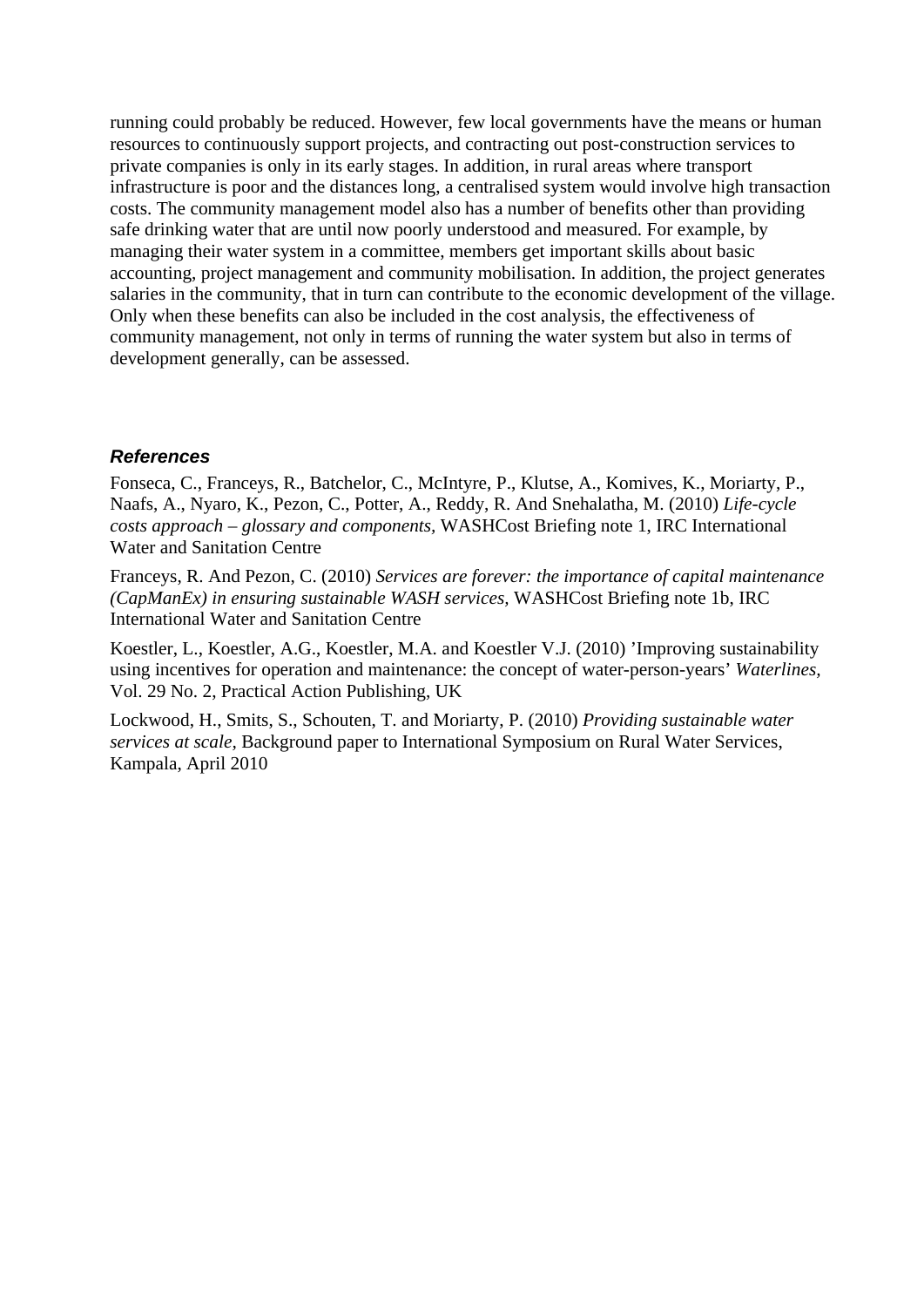running could probably be reduced. However, few local governments have the means or human resources to continuously support projects, and contracting out post-construction services to private companies is only in its early stages. In addition, in rural areas where transport infrastructure is poor and the distances long, a centralised system would involve high transaction costs. The community management model also has a number of benefits other than providing safe drinking water that are until now poorly understood and measured. For example, by managing their water system in a committee, members get important skills about basic accounting, project management and community mobilisation. In addition, the project generates salaries in the community, that in turn can contribute to the economic development of the village. Only when these benefits can also be included in the cost analysis, the effectiveness of community management, not only in terms of running the water system but also in terms of development generally, can be assessed.

### *References*

Fonseca, C., Franceys, R., Batchelor, C., McIntyre, P., Klutse, A., Komives, K., Moriarty, P., Naafs, A., Nyaro, K., Pezon, C., Potter, A., Reddy, R. And Snehalatha, M. (2010) *Life-cycle costs approach – glossary and components*, WASHCost Briefing note 1, IRC International Water and Sanitation Centre

Franceys, R. And Pezon, C. (2010) *Services are forever: the importance of capital maintenance (CapManEx) in ensuring sustainable WASH services*, WASHCost Briefing note 1b, IRC International Water and Sanitation Centre

Koestler, L., Koestler, A.G., Koestler, M.A. and Koestler V.J. (2010) 'Improving sustainability using incentives for operation and maintenance: the concept of water-person-years' *Waterlines*, Vol. 29 No. 2, Practical Action Publishing, UK

Lockwood, H., Smits, S., Schouten, T. and Moriarty, P. (2010) *Providing sustainable water services at scale*, Background paper to International Symposium on Rural Water Services, Kampala, April 2010